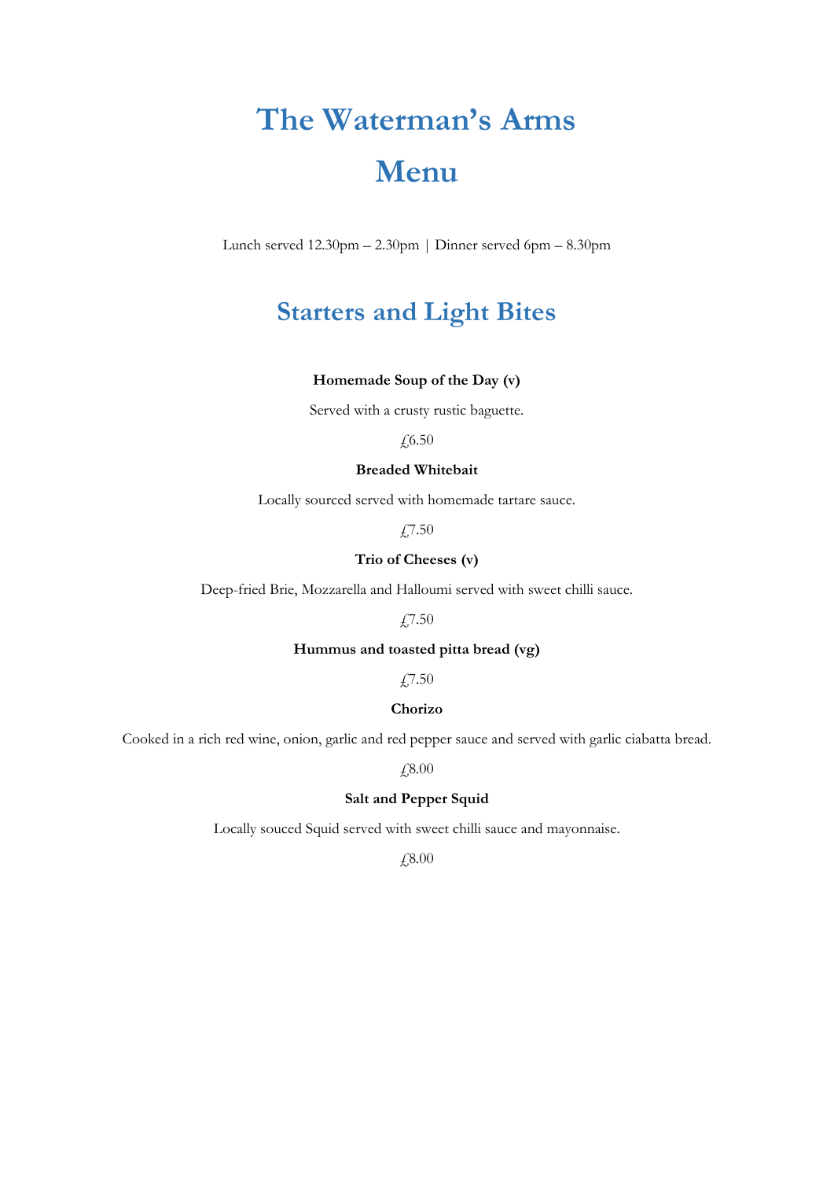# The Waterman's Arms

# Menu

Lunch served 12.30pm – 2.30pm | Dinner served 6pm – 8.30pm

## Starters and Light Bites

**Homemade Soup of the Day (v)**

Served with a crusty rustic baguette.

£6.50

**Breaded Whitebait**

Locally sourced served with homemade tartare sauce.

£7.50

**Trio of Cheeses (v)**

Deep-fried Brie, Mozzarella and Halloumi served with sweet chilli sauce.

£7.50

**Hummus and toasted pitta bread (vg)**

£7.50

**Chorizo**

Cooked in a rich red wine, onion, garlic and red pepper sauce and served with garlic ciabatta bread.

£8.00

**Salt and Pepper Squid**

Locally souced Squid served with sweet chilli sauce and mayonnaise.

£8.00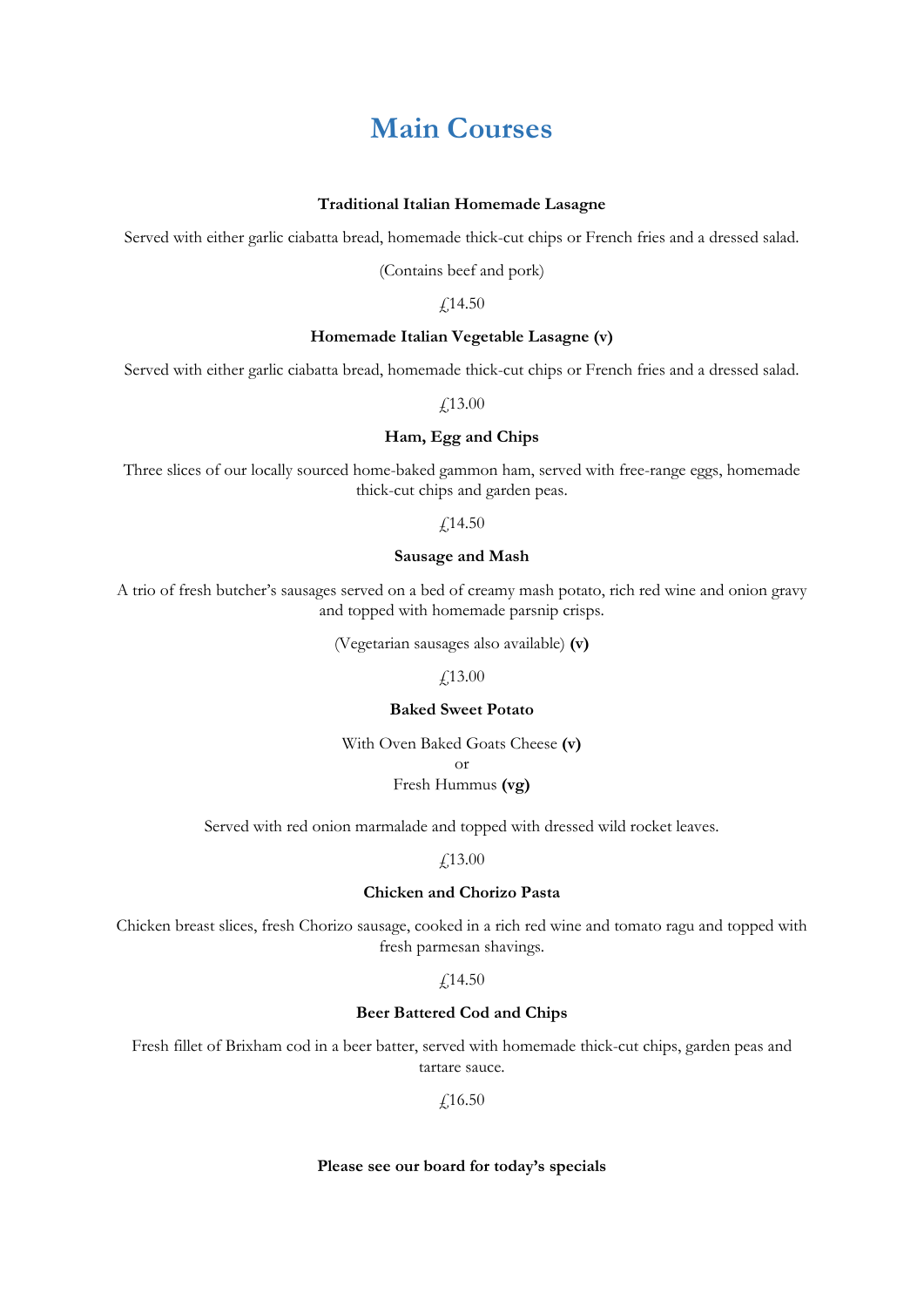# Main Courses

**Traditional Italian Homemade Lasagne**

Served with either garlic ciabatta bread, homemade thick-cut chips or French fries and a dressed salad.

(Contains beef and pork)

£14.50

**Homemade Italian Vegetable Lasagne (v)**

Served with either garlic ciabatta bread, homemade thick-cut chips or French fries and a dressed salad.

£13.00

**Ham, Egg and Chips**

Three slices of our locally sourced home-baked gammon ham, served with free-range eggs, homemade thick-cut chips and garden peas.

£14.50

**Sausage and Mash**

A trio of fresh butcher's sausages served on a bed of creamy mash potato, rich red wine and onion gravy and topped with homemade parsnip crisps.

(Vegetarian sausages also available) **(v)**

£13.00

**Baked Sweet Potato**

With Oven Baked Goats Cheese **(v)**
or
Fresh Hummus **(vg)**

Served with red onion marmalade and topped with dressed wild rocket leaves.

£13.00

**Chicken and Chorizo Pasta**

Chicken breast slices, fresh Chorizo sausage, cooked in a rich red wine and tomato ragu and topped with fresh parmesan shavings.

£14.50

**Beer Battered Cod and Chips**

Fresh fillet of Brixham cod in a beer batter, served with homemade thick-cut chips, garden peas and tartare sauce.

£16.50

**Please see our board for today's specials**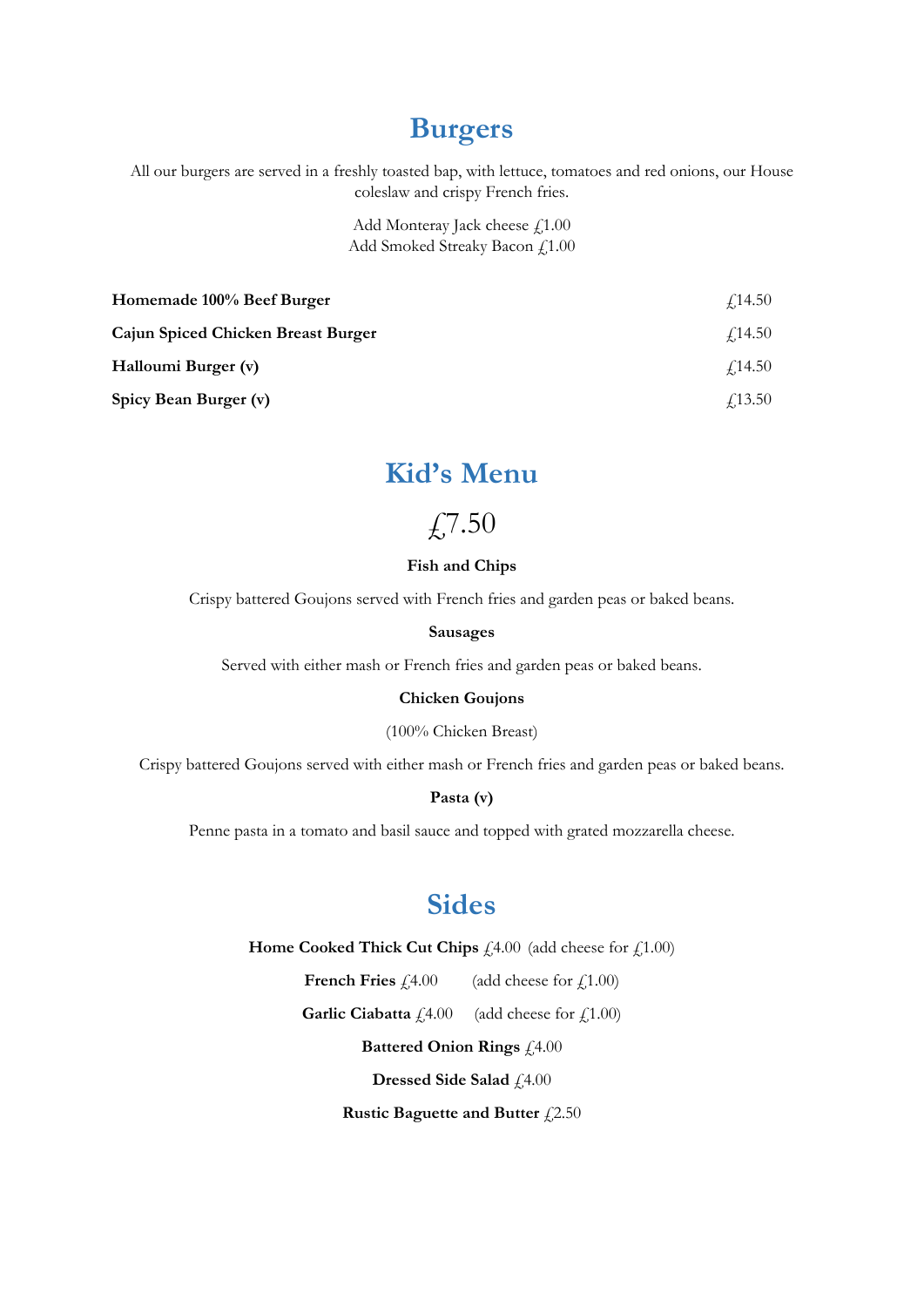## Burgers

All our burgers are served in a freshly toasted bap, with lettuce, tomatoes and red onions, our House coleslaw and crispy French fries.

Add Monteray Jack cheese £1.00
Add Smoked Streaky Bacon £1.00

| | |
|---|---|
| **Homemade 100% Beef Burger** | £14.50 |
| **Cajun Spiced Chicken Breast Burger** | £14.50 |
| **Halloumi Burger (v)** | £14.50 |
| **Spicy Bean Burger (v)** | £13.50 |

## Kid's Menu

£7.50

**Fish and Chips**

Crispy battered Goujons served with French fries and garden peas or baked beans.

**Sausages**

Served with either mash or French fries and garden peas or baked beans.

**Chicken Goujons**

(100% Chicken Breast)

Crispy battered Goujons served with either mash or French fries and garden peas or baked beans.

**Pasta (v)**

Penne pasta in a tomato and basil sauce and topped with grated mozzarella cheese.

## Sides

**Home Cooked Thick Cut Chips** £4.00 (add cheese for £1.00)

**French Fries** £4.00 (add cheese for £1.00)

**Garlic Ciabatta** £4.00 (add cheese for £1.00)

**Battered Onion Rings** £4.00

**Dressed Side Salad** £4.00

**Rustic Baguette and Butter** £2.50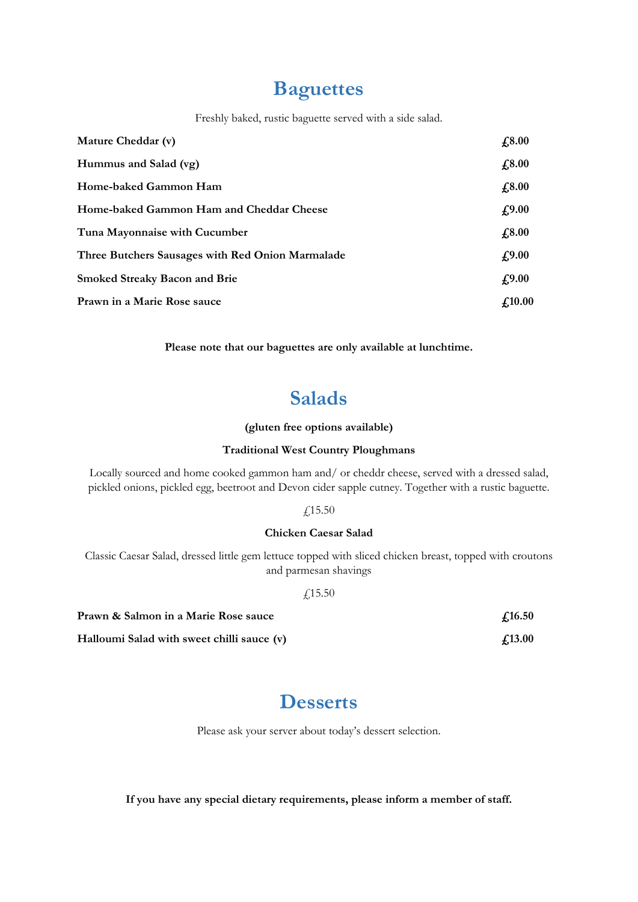## Baguettes

Freshly baked, rustic baguette served with a side salad.

| | |
|---|---|
| **Mature Cheddar (v)** | **£8.00** |
| **Hummus and Salad (vg)** | **£8.00** |
| **Home-baked Gammon Ham** | **£8.00** |
| **Home-baked Gammon Ham and Cheddar Cheese** | **£9.00** |
| **Tuna Mayonnaise with Cucumber** | **£8.00** |
| **Three Butchers Sausages with Red Onion Marmalade** | **£9.00** |
| **Smoked Streaky Bacon and Brie** | **£9.00** |
| **Prawn in a Marie Rose sauce** | **£10.00** |

**Please note that our baguettes are only available at lunchtime.**

## Salads

**(gluten free options available)**

**Traditional West Country Ploughmans**

Locally sourced and home cooked gammon ham and/ or cheddr cheese, served with a dressed salad, pickled onions, pickled egg, beetroot and Devon cider sapple cutney. Together with a rustic baguette.

£15.50

**Chicken Caesar Salad**

Classic Caesar Salad, dressed little gem lettuce topped with sliced chicken breast, topped with croutons and parmesan shavings

£15.50

| | |
|---|---|
| **Prawn & Salmon in a Marie Rose sauce** | **£16.50** |
| **Halloumi Salad with sweet chilli sauce (v)** | **£13.00** |

## Desserts

Please ask your server about today's dessert selection.

**If you have any special dietary requirements, please inform a member of staff.**